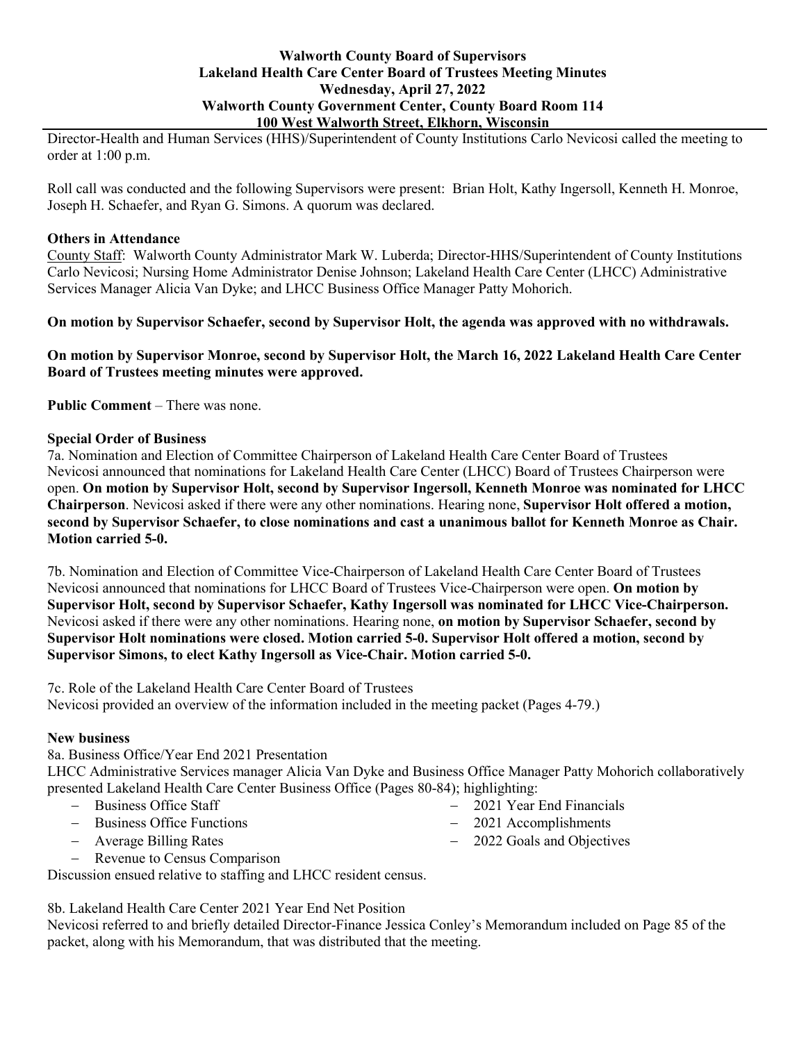**Walworth County Board of Supervisors**
**Lakeland Health Care Center Board of Trustees Meeting Minutes**
**Wednesday, April 27, 2022**
**Walworth County Government Center, County Board Room 114**
**100 West Walworth Street, Elkhorn, Wisconsin**

Director-Health and Human Services (HHS)/Superintendent of County Institutions Carlo Nevicosi called the meeting to order at 1:00 p.m.

Roll call was conducted and the following Supervisors were present: Brian Holt, Kathy Ingersoll, Kenneth H. Monroe, Joseph H. Schaefer, and Ryan G. Simons. A quorum was declared.

**Others in Attendance**

County Staff: Walworth County Administrator Mark W. Luberda; Director-HHS/Superintendent of County Institutions Carlo Nevicosi; Nursing Home Administrator Denise Johnson; Lakeland Health Care Center (LHCC) Administrative Services Manager Alicia Van Dyke; and LHCC Business Office Manager Patty Mohorich.

**On motion by Supervisor Schaefer, second by Supervisor Holt, the agenda was approved with no withdrawals.**

**On motion by Supervisor Monroe, second by Supervisor Holt, the March 16, 2022 Lakeland Health Care Center Board of Trustees meeting minutes were approved.**

**Public Comment** – There was none.

**Special Order of Business**

7a. Nomination and Election of Committee Chairperson of Lakeland Health Care Center Board of Trustees
Nevicosi announced that nominations for Lakeland Health Care Center (LHCC) Board of Trustees Chairperson were open. **On motion by Supervisor Holt, second by Supervisor Ingersoll, Kenneth Monroe was nominated for LHCC Chairperson**. Nevicosi asked if there were any other nominations. Hearing none, **Supervisor Holt offered a motion, second by Supervisor Schaefer, to close nominations and cast a unanimous ballot for Kenneth Monroe as Chair. Motion carried 5-0.**

7b. Nomination and Election of Committee Vice-Chairperson of Lakeland Health Care Center Board of Trustees
Nevicosi announced that nominations for LHCC Board of Trustees Vice-Chairperson were open. **On motion by Supervisor Holt, second by Supervisor Schaefer, Kathy Ingersoll was nominated for LHCC Vice-Chairperson.** Nevicosi asked if there were any other nominations. Hearing none, **on motion by Supervisor Schaefer, second by Supervisor Holt nominations were closed. Motion carried 5-0. Supervisor Holt offered a motion, second by Supervisor Simons, to elect Kathy Ingersoll as Vice-Chair. Motion carried 5-0.**

7c. Role of the Lakeland Health Care Center Board of Trustees
Nevicosi provided an overview of the information included in the meeting packet (Pages 4-79.)

**New business**

8a. Business Office/Year End 2021 Presentation
LHCC Administrative Services manager Alicia Van Dyke and Business Office Manager Patty Mohorich collaboratively presented Lakeland Health Care Center Business Office (Pages 80-84); highlighting:

- Business Office Staff
- Business Office Functions
- Average Billing Rates
- Revenue to Census Comparison
- 2021 Year End Financials
- 2021 Accomplishments
- 2022 Goals and Objectives

Discussion ensued relative to staffing and LHCC resident census.

8b. Lakeland Health Care Center 2021 Year End Net Position
Nevicosi referred to and briefly detailed Director-Finance Jessica Conley's Memorandum included on Page 85 of the packet, along with his Memorandum, that was distributed that the meeting.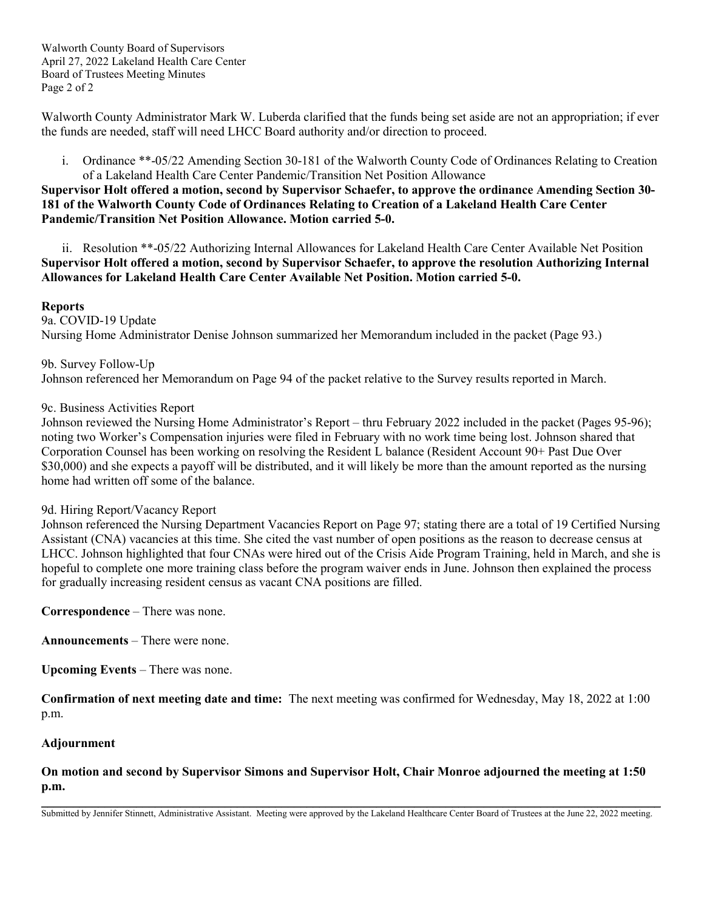Walworth County Administrator Mark W. Luberda clarified that the funds being set aside are not an appropriation; if ever the funds are needed, staff will need LHCC Board authority and/or direction to proceed.

i. Ordinance **-05/22 Amending Section 30-181 of the Walworth County Code of Ordinances Relating to Creation of a Lakeland Health Care Center Pandemic/Transition Net Position Allowance

**Supervisor Holt offered a motion, second by Supervisor Schaefer, to approve the ordinance Amending Section 30-181 of the Walworth County Code of Ordinances Relating to Creation of a Lakeland Health Care Center Pandemic/Transition Net Position Allowance. Motion carried 5-0.**

ii. Resolution **-05/22 Authorizing Internal Allowances for Lakeland Health Care Center Available Net Position

**Supervisor Holt offered a motion, second by Supervisor Schaefer, to approve the resolution Authorizing Internal Allowances for Lakeland Health Care Center Available Net Position. Motion carried 5-0.**

**Reports**

9a. COVID-19 Update

Nursing Home Administrator Denise Johnson summarized her Memorandum included in the packet (Page 93.)

9b. Survey Follow-Up

Johnson referenced her Memorandum on Page 94 of the packet relative to the Survey results reported in March.

9c. Business Activities Report

Johnson reviewed the Nursing Home Administrator's Report – thru February 2022 included in the packet (Pages 95-96); noting two Worker's Compensation injuries were filed in February with no work time being lost. Johnson shared that Corporation Counsel has been working on resolving the Resident L balance (Resident Account 90+ Past Due Over $30,000) and she expects a payoff will be distributed, and it will likely be more than the amount reported as the nursing home had written off some of the balance.

9d. Hiring Report/Vacancy Report

Johnson referenced the Nursing Department Vacancies Report on Page 97; stating there are a total of 19 Certified Nursing Assistant (CNA) vacancies at this time. She cited the vast number of open positions as the reason to decrease census at LHCC. Johnson highlighted that four CNAs were hired out of the Crisis Aide Program Training, held in March, and she is hopeful to complete one more training class before the program waiver ends in June. Johnson then explained the process for gradually increasing resident census as vacant CNA positions are filled.

**Correspondence** – There was none.

**Announcements** – There were none.

**Upcoming Events** – There was none.

**Confirmation of next meeting date and time:** The next meeting was confirmed for Wednesday, May 18, 2022 at 1:00 p.m.

**Adjournment**

**On motion and second by Supervisor Simons and Supervisor Holt, Chair Monroe adjourned the meeting at 1:50 p.m.**

Submitted by Jennifer Stinnett, Administrative Assistant. Meeting were approved by the Lakeland Healthcare Center Board of Trustees at the June 22, 2022 meeting.